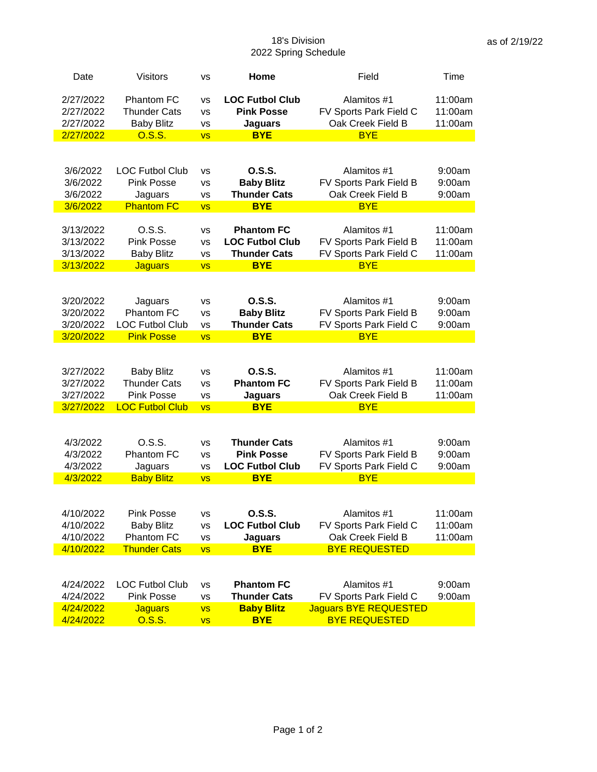# 18's Division
## 2022 Spring Schedule

as of 2/19/22

| Date | Visitors | vs | Home | Field | Time |
|---|---|---|---|---|---|
| 2/27/2022 | Phantom FC | vs | **LOC Futbol Club** | Alamitos #1 | 11:00am |
| 2/27/2022 | Thunder Cats | vs | **Pink Posse** | FV Sports Park Field C | 11:00am |
| 2/27/2022 | Baby Blitz | vs | **Jaguars** | Oak Creek Field B | 11:00am |
| 2/27/2022 | O.S.S. | vs | **BYE** | BYE | |
| | | | | | |
| 3/6/2022 | LOC Futbol Club | vs | **O.S.S.** | Alamitos #1 | 9:00am |
| 3/6/2022 | Pink Posse | vs | **Baby Blitz** | FV Sports Park Field B | 9:00am |
| 3/6/2022 | Jaguars | vs | **Thunder Cats** | Oak Creek Field B | 9:00am |
| 3/6/2022 | Phantom FC | vs | **BYE** | BYE | |
| | | | | | |
| 3/13/2022 | O.S.S. | vs | **Phantom FC** | Alamitos #1 | 11:00am |
| 3/13/2022 | Pink Posse | vs | **LOC Futbol Club** | FV Sports Park Field B | 11:00am |
| 3/13/2022 | Baby Blitz | vs | **Thunder Cats** | FV Sports Park Field C | 11:00am |
| 3/13/2022 | Jaguars | vs | **BYE** | BYE | |
| | | | | | |
| 3/20/2022 | Jaguars | vs | **O.S.S.** | Alamitos #1 | 9:00am |
| 3/20/2022 | Phantom FC | vs | **Baby Blitz** | FV Sports Park Field B | 9:00am |
| 3/20/2022 | LOC Futbol Club | vs | **Thunder Cats** | FV Sports Park Field C | 9:00am |
| 3/20/2022 | Pink Posse | vs | **BYE** | BYE | |
| | | | | | |
| 3/27/2022 | Baby Blitz | vs | **O.S.S.** | Alamitos #1 | 11:00am |
| 3/27/2022 | Thunder Cats | vs | **Phantom FC** | FV Sports Park Field B | 11:00am |
| 3/27/2022 | Pink Posse | vs | **Jaguars** | Oak Creek Field B | 11:00am |
| 3/27/2022 | LOC Futbol Club | vs | **BYE** | BYE | |
| | | | | | |
| 4/3/2022 | O.S.S. | vs | **Thunder Cats** | Alamitos #1 | 9:00am |
| 4/3/2022 | Phantom FC | vs | **Pink Posse** | FV Sports Park Field B | 9:00am |
| 4/3/2022 | Jaguars | vs | **LOC Futbol Club** | FV Sports Park Field C | 9:00am |
| 4/3/2022 | Baby Blitz | vs | **BYE** | BYE | |
| | | | | | |
| 4/10/2022 | Pink Posse | vs | **O.S.S.** | Alamitos #1 | 11:00am |
| 4/10/2022 | Baby Blitz | vs | **LOC Futbol Club** | FV Sports Park Field C | 11:00am |
| 4/10/2022 | Phantom FC | vs | **Jaguars** | Oak Creek Field B | 11:00am |
| 4/10/2022 | Thunder Cats | vs | **BYE** | BYE REQUESTED | |
| | | | | | |
| 4/24/2022 | LOC Futbol Club | vs | **Phantom FC** | Alamitos #1 | 9:00am |
| 4/24/2022 | Pink Posse | vs | **Thunder Cats** | FV Sports Park Field C | 9:00am |
| 4/24/2022 | Jaguars | vs | **Baby Blitz** | Jaguars BYE REQUESTED | |
| 4/24/2022 | O.S.S. | vs | **BYE** | BYE REQUESTED | |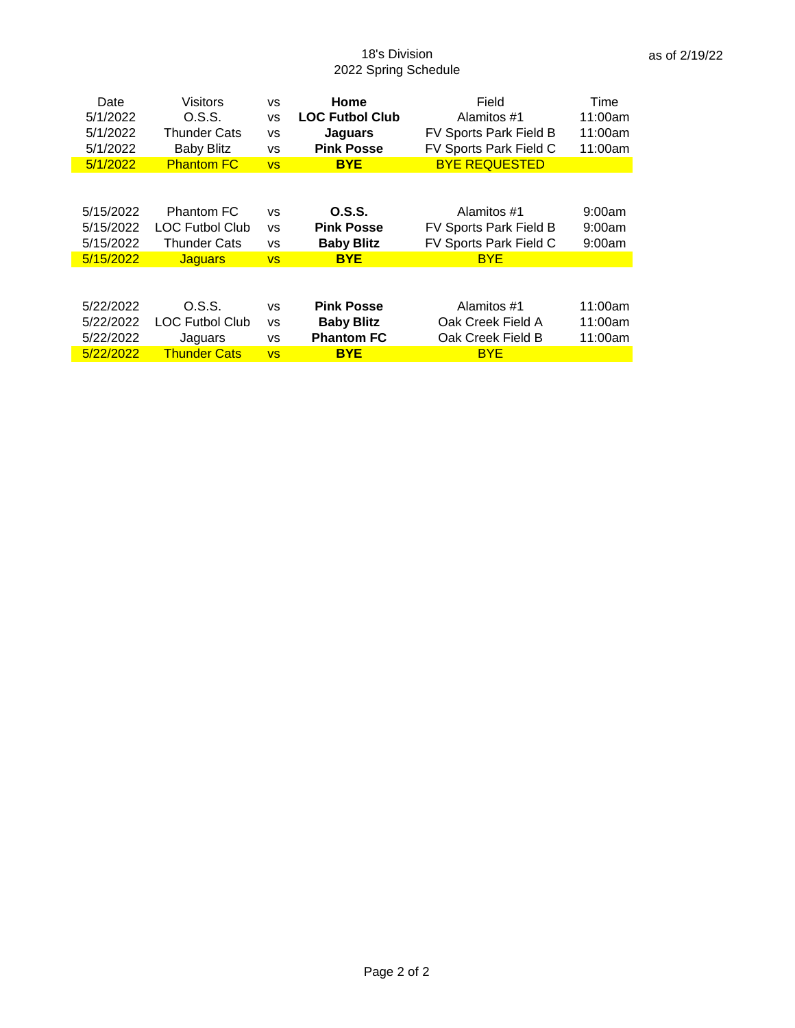18's Division
2022 Spring Schedule

as of 2/19/22

| Date | Visitors | vs | Home | Field | Time |
|---|---|---|---|---|---|
| 5/1/2022 | O.S.S. | vs | **LOC Futbol Club** | Alamitos #1 | 11:00am |
| 5/1/2022 | Thunder Cats | vs | **Jaguars** | FV Sports Park Field B | 11:00am |
| 5/1/2022 | Baby Blitz | vs | **Pink Posse** | FV Sports Park Field C | 11:00am |
| 5/1/2022 | Phantom FC | vs | **BYE** | BYE REQUESTED | |
| | | | | | |
| 5/15/2022 | Phantom FC | vs | **O.S.S.** | Alamitos #1 | 9:00am |
| 5/15/2022 | LOC Futbol Club | vs | **Pink Posse** | FV Sports Park Field B | 9:00am |
| 5/15/2022 | Thunder Cats | vs | **Baby Blitz** | FV Sports Park Field C | 9:00am |
| 5/15/2022 | Jaguars | vs | **BYE** | BYE | |
| | | | | | |
| 5/22/2022 | O.S.S. | vs | **Pink Posse** | Alamitos #1 | 11:00am |
| 5/22/2022 | LOC Futbol Club | vs | **Baby Blitz** | Oak Creek Field A | 11:00am |
| 5/22/2022 | Jaguars | vs | **Phantom FC** | Oak Creek Field B | 11:00am |
| 5/22/2022 | Thunder Cats | vs | **BYE** | BYE | |